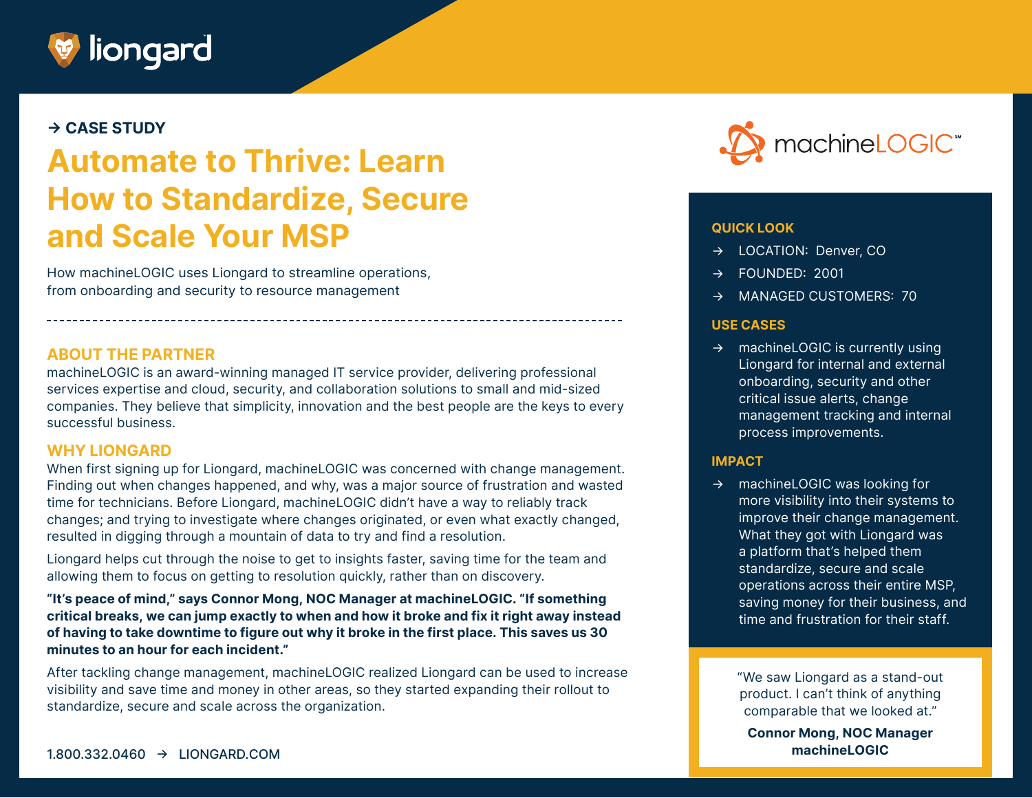→ CASE STUDY

# Automate to Thrive: Learn How to Standardize, Secure and Scale Your MSP

How machineLOGIC uses Liongard to streamline operations, from onboarding and security to resource management

## ABOUT THE PARTNER

machineLOGIC is an award-winning managed IT service provider, delivering professional services expertise and cloud, security, and collaboration solutions to small and mid-sized companies. They believe that simplicity, innovation and the best people are the keys to every successful business.

## WHY LIONGARD

When first signing up for Liongard, machineLOGIC was concerned with change management. Finding out when changes happened, and why, was a major source of frustration and wasted time for technicians. Before Liongard, machineLOGIC didn't have a way to reliably track changes; and trying to investigate where changes originated, or even what exactly changed, resulted in digging through a mountain of data to try and find a resolution.

Liongard helps cut through the noise to get to insights faster, saving time for the team and allowing them to focus on getting to resolution quickly, rather than on discovery.

**"It's peace of mind," says Connor Mong, NOC Manager at machineLOGIC. "If something critical breaks, we can jump exactly to when and how it broke and fix it right away instead of having to take downtime to figure out why it broke in the first place. This saves us 30 minutes to an hour for each incident."**

After tackling change management, machineLOGIC realized Liongard can be used to increase visibility and save time and money in other areas, so they started expanding their rollout to standardize, secure and scale across the organization.

1.800.332.0460 → LIONGARD.COM

## QUICK LOOK

- LOCATION: Denver, CO
- FOUNDED: 2001
- MANAGED CUSTOMERS: 70

## USE CASES

- machineLOGIC is currently using Liongard for internal and external onboarding, security and other critical issue alerts, change management tracking and internal process improvements.

## IMPACT

- machineLOGIC was looking for more visibility into their systems to improve their change management. What they got with Liongard was a platform that's helped them standardize, secure and scale operations across their entire MSP, saving money for their business, and time and frustration for their staff.

"We saw Liongard as a stand-out product. I can't think of anything comparable that we looked at."

**Connor Mong, NOC Manager**
**machineLOGIC**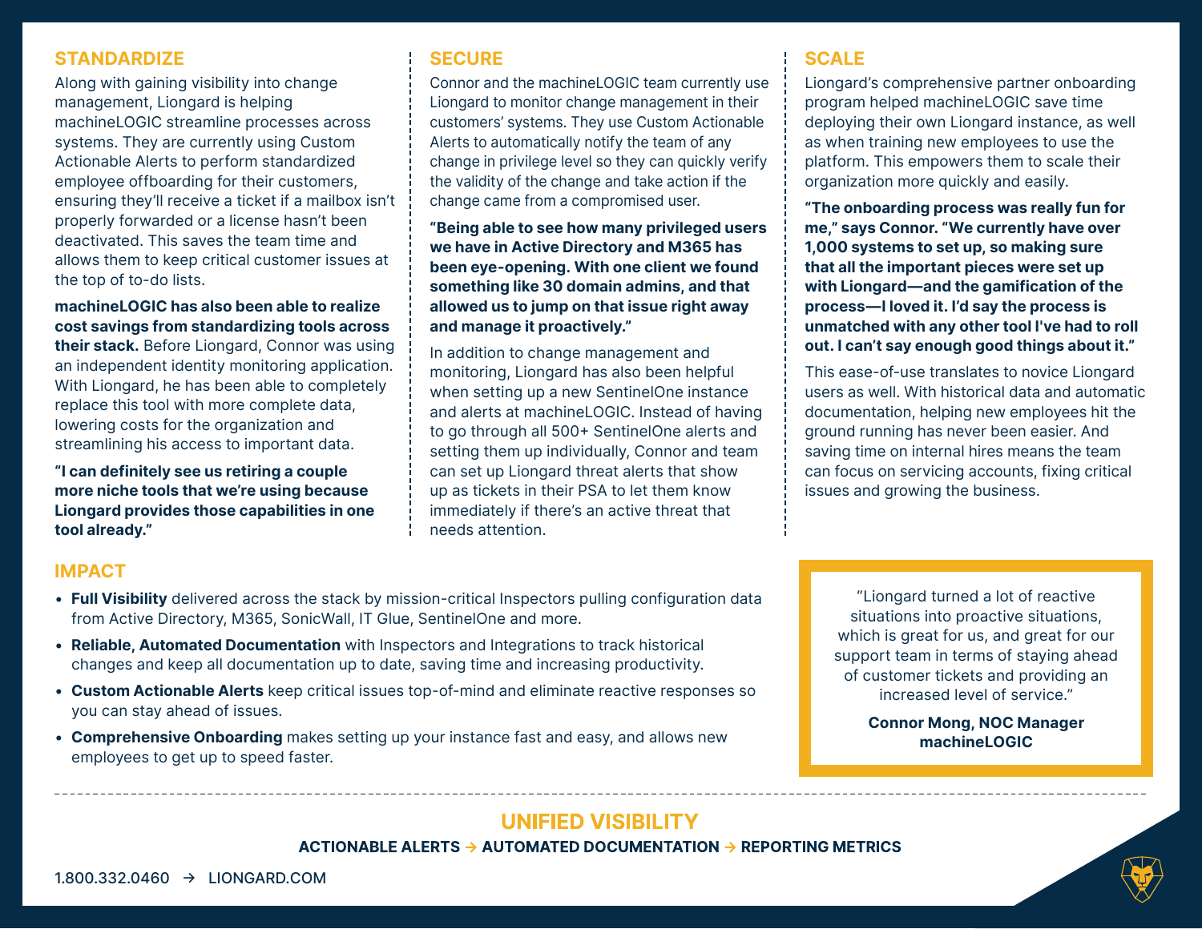## STANDARDIZE

Along with gaining visibility into change management, Liongard is helping machineLOGIC streamline processes across systems. They are currently using Custom Actionable Alerts to perform standardized employee offboarding for their customers, ensuring they'll receive a ticket if a mailbox isn't properly forwarded or a license hasn't been deactivated. This saves the team time and allows them to keep critical customer issues at the top of to-do lists.

**machineLOGIC has also been able to realize cost savings from standardizing tools across their stack.** Before Liongard, Connor was using an independent identity monitoring application. With Liongard, he has been able to completely replace this tool with more complete data, lowering costs for the organization and streamlining his access to important data.

**"I can definitely see us retiring a couple more niche tools that we're using because Liongard provides those capabilities in one tool already."**

## SECURE

Connor and the machineLOGIC team currently use Liongard to monitor change management in their customers' systems. They use Custom Actionable Alerts to automatically notify the team of any change in privilege level so they can quickly verify the validity of the change and take action if the change came from a compromised user.

**"Being able to see how many privileged users we have in Active Directory and M365 has been eye-opening. With one client we found something like 30 domain admins, and that allowed us to jump on that issue right away and manage it proactively."**

In addition to change management and monitoring, Liongard has also been helpful when setting up a new SentinelOne instance and alerts at machineLOGIC. Instead of having to go through all 500+ SentinelOne alerts and setting them up individually, Connor and team can set up Liongard threat alerts that show up as tickets in their PSA to let them know immediately if there's an active threat that needs attention.

## SCALE

Liongard's comprehensive partner onboarding program helped machineLOGIC save time deploying their own Liongard instance, as well as when training new employees to use the platform. This empowers them to scale their organization more quickly and easily.

**"The onboarding process was really fun for me," says Connor. "We currently have over 1,000 systems to set up, so making sure that all the important pieces were set up with Liongard—and the gamification of the process—I loved it. I'd say the process is unmatched with any other tool I've had to roll out. I can't say enough good things about it."**

This ease-of-use translates to novice Liongard users as well. With historical data and automatic documentation, helping new employees hit the ground running has never been easier. And saving time on internal hires means the team can focus on servicing accounts, fixing critical issues and growing the business.

## IMPACT

- **Full Visibility** delivered across the stack by mission-critical Inspectors pulling configuration data from Active Directory, M365, SonicWall, IT Glue, SentinelOne and more.
- **Reliable, Automated Documentation** with Inspectors and Integrations to track historical changes and keep all documentation up to date, saving time and increasing productivity.
- **Custom Actionable Alerts** keep critical issues top-of-mind and eliminate reactive responses so you can stay ahead of issues.
- **Comprehensive Onboarding** makes setting up your instance fast and easy, and allows new employees to get up to speed faster.

"Liongard turned a lot of reactive situations into proactive situations, which is great for us, and great for our support team in terms of staying ahead of customer tickets and providing an increased level of service."

**Connor Mong, NOC Manager**
**machineLOGIC**

## UNIFIED VISIBILITY

**ACTIONABLE ALERTS → AUTOMATED DOCUMENTATION → REPORTING METRICS**

1.800.332.0460 → LIONGARD.COM